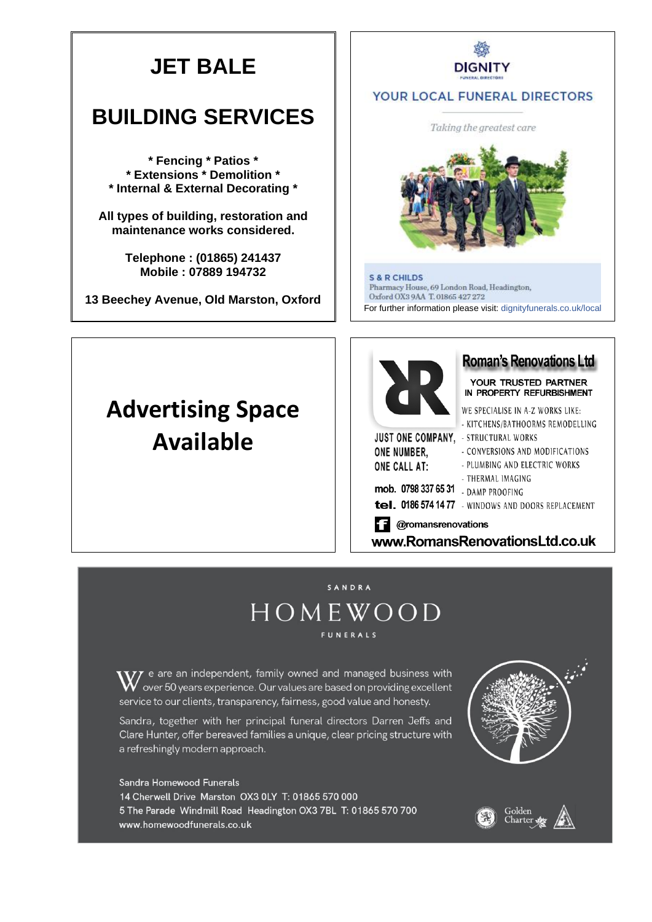# JET BALE

# BUILDING SERVICES

**\* Fencing \* Patios \***
**\* Extensions \* Demolition \***
**\* Internal & External Decorating \***

**All types of building, restoration and maintenance works considered.**

**Telephone : (01865) 241437**
**Mobile : 07889 194732**

**13 Beechey Avenue, Old Marston, Oxford**

---

DIGNITY
FUNERAL DIRECTORS

YOUR LOCAL FUNERAL DIRECTORS

*Taking the greatest care*

**S & R CHILDS**
Pharmacy House, 69 London Road, Headington,
Oxford OX3 9AA T. 01865 427 272

For further information please visit: dignityfunerals.co.uk/local

---

# Advertising Space Available

---

## Roman's Renovations Ltd

YOUR TRUSTED PARTNER IN PROPERTY REFURBISHMENT

WE SPECIALISE IN A-Z WORKS LIKE:

- KITCHENS/BATHOORMS REMODELLING
- STRUCTURAL WORKS
- CONVERSIONS AND MODIFICATIONS
- PLUMBING AND ELECTRIC WORKS
- THERMAL IMAGING
- DAMP PROOFING
- WINDOWS AND DOORS REPLACEMENT

JUST ONE COMPANY, ONE NUMBER, ONE CALL AT:

mob. 0798 337 65 31
tel. 0186 574 14 77

@romansrenovations

**www.RomansRenovationsLtd.co.uk**

---

SANDRA
# HOMEWOOD
FUNERALS

We are an independent, family owned and managed business with over 50 years experience. Our values are based on providing excellent service to our clients, transparency, fairness, good value and honesty.

Sandra, together with her principal funeral directors Darren Jeffs and Clare Hunter, offer bereaved families a unique, clear pricing structure with a refreshingly modern approach.

Sandra Homewood Funerals
14 Cherwell Drive Marston OX3 0LY T: 01865 570 000
5 The Parade Windmill Road Headington OX3 7BL T: 01865 570 700
www.homewoodfunerals.co.uk

Golden Charter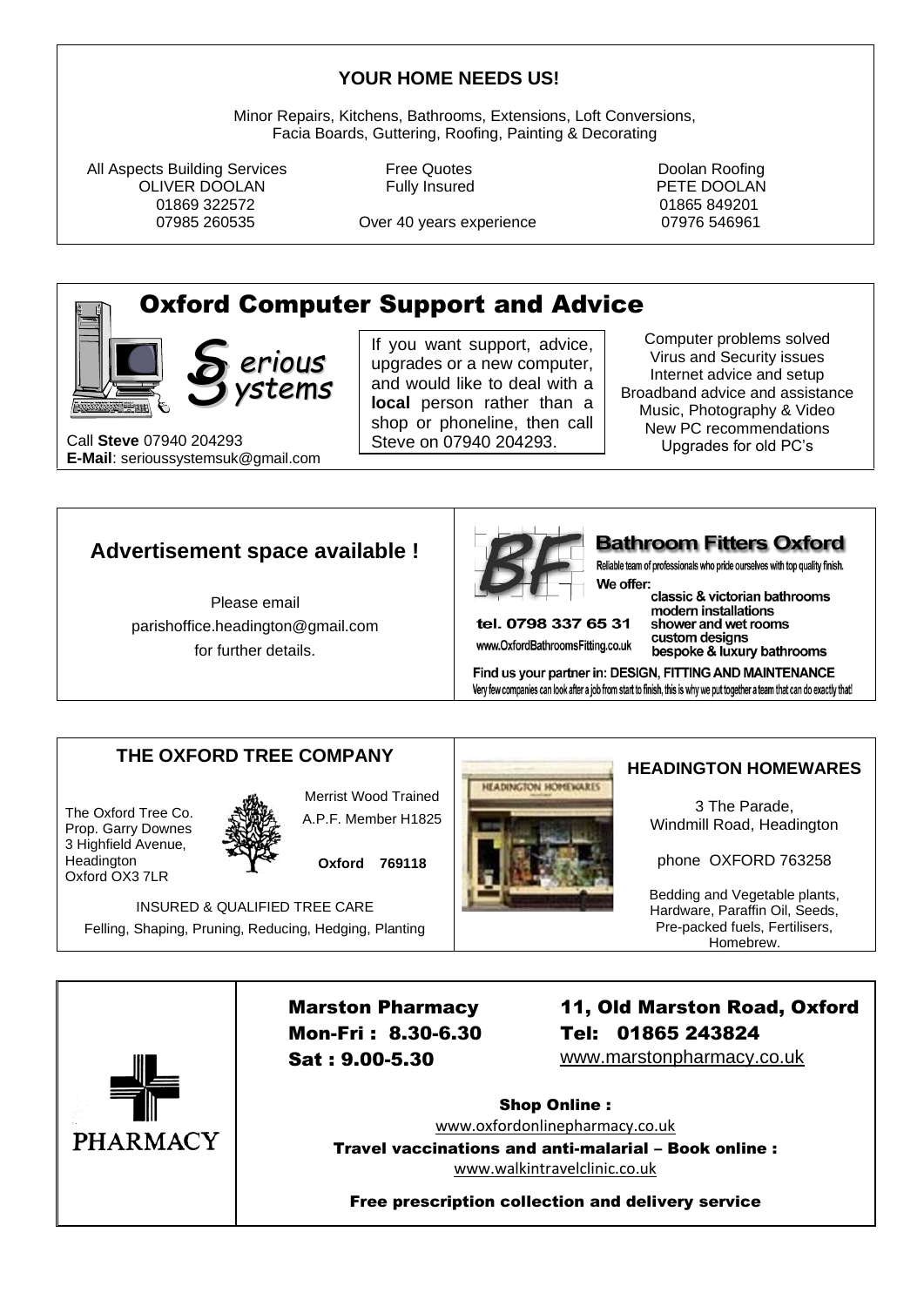## YOUR HOME NEEDS US!

Minor Repairs, Kitchens, Bathrooms, Extensions, Loft Conversions,
Facia Boards, Guttering, Roofing, Painting & Decorating

All Aspects Building Services
OLIVER DOOLAN
01869 322572
07985 260535

Free Quotes
Fully Insured

Over 40 years experience

Doolan Roofing
PETE DOOLAN
01865 849201
07976 546961

---

## Oxford Computer Support and Advice

Serious Systems

Call **Steve** 07940 204293
**E-Mail**: serioussystemsuk@gmail.com

If you want support, advice, upgrades or a new computer, and would like to deal with a **local** person rather than a shop or phoneline, then call Steve on 07940 204293.

Computer problems solved
Virus and Security issues
Internet advice and setup
Broadband advice and assistance
Music, Photography & Video
New PC recommendations
Upgrades for old PC's

---

## Advertisement space available !

Please email
parishoffice.headington@gmail.com
for further details.

---

## Bathroom Fitters Oxford

Reliable team of professionals who pride ourselves with top quality finish.

tel. 0798 337 65 31
www.OxfordBathroomsFitting.co.uk

We offer:

- classic & victorian bathrooms
- modern installations
- shower and wet rooms
- custom designs
- bespoke & luxury bathrooms

**Find us your partner in: DESIGN, FITTING AND MAINTENANCE**

Very few companies can look after a job from start to finish, this is why we put together a team that can do exactly that!

---

## THE OXFORD TREE COMPANY

The Oxford Tree Co.
Prop. Garry Downes
3 Highfield Avenue,
Headington
Oxford OX3 7LR

Merrist Wood Trained
A.P.F. Member H1825

**Oxford 769118**

INSURED & QUALIFIED TREE CARE
Felling, Shaping, Pruning, Reducing, Hedging, Planting

---

## HEADINGTON HOMEWARES

3 The Parade,
Windmill Road, Headington

phone OXFORD 763258

Bedding and Vegetable plants, Hardware, Paraffin Oil, Seeds, Pre-packed fuels, Fertilisers, Homebrew.

---

PHARMACY

**Marston Pharmacy**
**Mon-Fri : 8.30-6.30**
**Sat : 9.00-5.30**

**11, Old Marston Road, Oxford**
**Tel: 01865 243824**
www.marstonpharmacy.co.uk

**Shop Online :**
www.oxfordonlinepharmacy.co.uk

**Travel vaccinations and anti-malarial – Book online :**
www.walkintravelclinic.co.uk

**Free prescription collection and delivery service**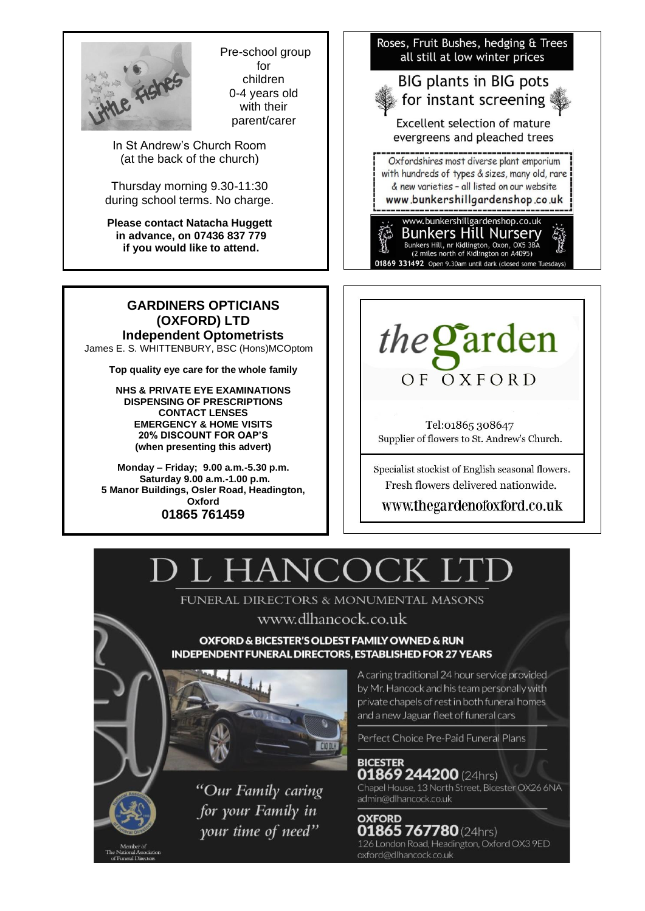Little Fishes

Pre-school group for children 0-4 years old with their parent/carer

In St Andrew's Church Room (at the back of the church)

Thursday morning 9.30-11:30 during school terms. No charge.

**Please contact Natacha Huggett in advance, on 07436 837 779 if you would like to attend.**

---

Roses, Fruit Bushes, hedging & Trees all still at low winter prices

BIG plants in BIG pots for instant screening

Excellent selection of mature evergreens and pleached trees

Oxfordshires most diverse plant emporium with hundreds of types & sizes, many old, rare & new varieties - all listed on our website **www.bunkershillgardenshop.co.uk**

www.bunkershillgardenshop.co.uk

**Bunkers Hill Nursery**

Bunkers Hill, nr Kidlington, Oxon, OX5 3BA (2 miles north of Kidlington on A4095)

**01869 331492** Open 9.30am until dark (closed some Tuesdays)

---

## GARDINERS OPTICIANS (OXFORD) LTD

### Independent Optometrists

James E. S. WHITTENBURY, BSC (Hons)MCOptom

**Top quality eye care for the whole family**

**NHS & PRIVATE EYE EXAMINATIONS**
**DISPENSING OF PRESCRIPTIONS**
**CONTACT LENSES**
**EMERGENCY & HOME VISITS**
**20% DISCOUNT FOR OAP'S**
**(when presenting this advert)**

**Monday – Friday; 9.00 a.m.-5.30 p.m.**
**Saturday 9.00 a.m.-1.00 p.m.**
**5 Manor Buildings, Osler Road, Headington, Oxford**

**01865 761459**

---

*the* garden OF OXFORD

Tel:01865 308647

Supplier of flowers to St. Andrew's Church.

Specialist stockist of English seasonal flowers.

Fresh flowers delivered nationwide.

www.thegardenofoxford.co.uk

---

# D L HANCOCK LTD

FUNERAL DIRECTORS & MONUMENTAL MASONS

www.dlhancock.co.uk

**OXFORD & BICESTER'S OLDEST FAMILY OWNED & RUN INDEPENDENT FUNERAL DIRECTORS, ESTABLISHED FOR 27 YEARS**

A caring traditional 24 hour service provided by Mr. Hancock and his team personally with private chapels of rest in both funeral homes and a new Jaguar fleet of funeral cars

Perfect Choice Pre-Paid Funeral Plans

*"Our Family caring for your Family in your time of need"*

**BICESTER**
**01869 244200** (24hrs)
Chapel House, 13 North Street, Bicester OX26 6NA
admin@dlhancock.co.uk

**OXFORD**
**01865 767780** (24hrs)
126 London Road, Headington, Oxford OX3 9ED
oxford@dlhancock.co.uk

Member of The National Association of Funeral Directors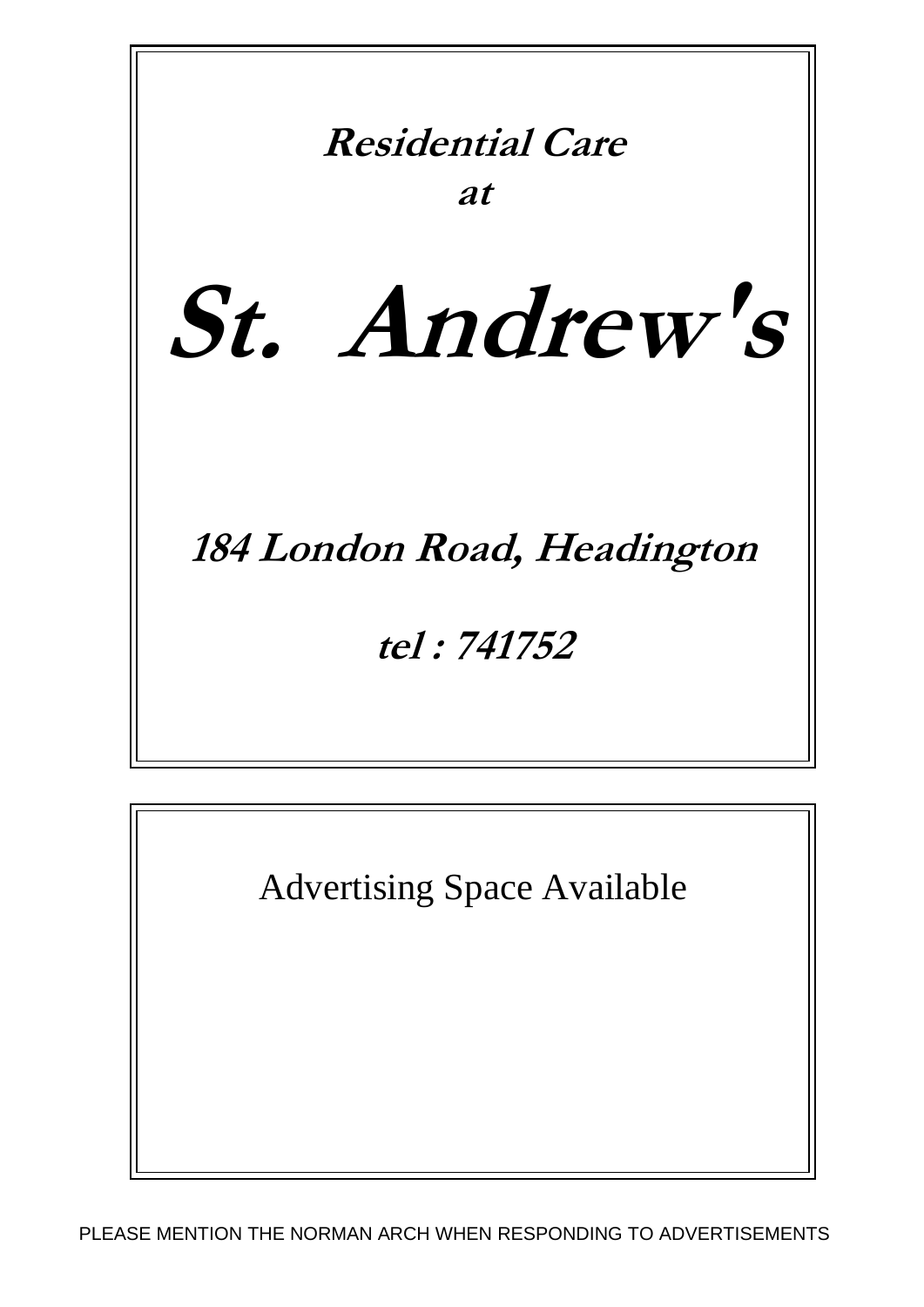**Residential Care**

**at**

# *St. Andrew's*

**184 London Road, Headington**

**tel : 741752**

Advertising Space Available

PLEASE MENTION THE NORMAN ARCH WHEN RESPONDING TO ADVERTISEMENTS